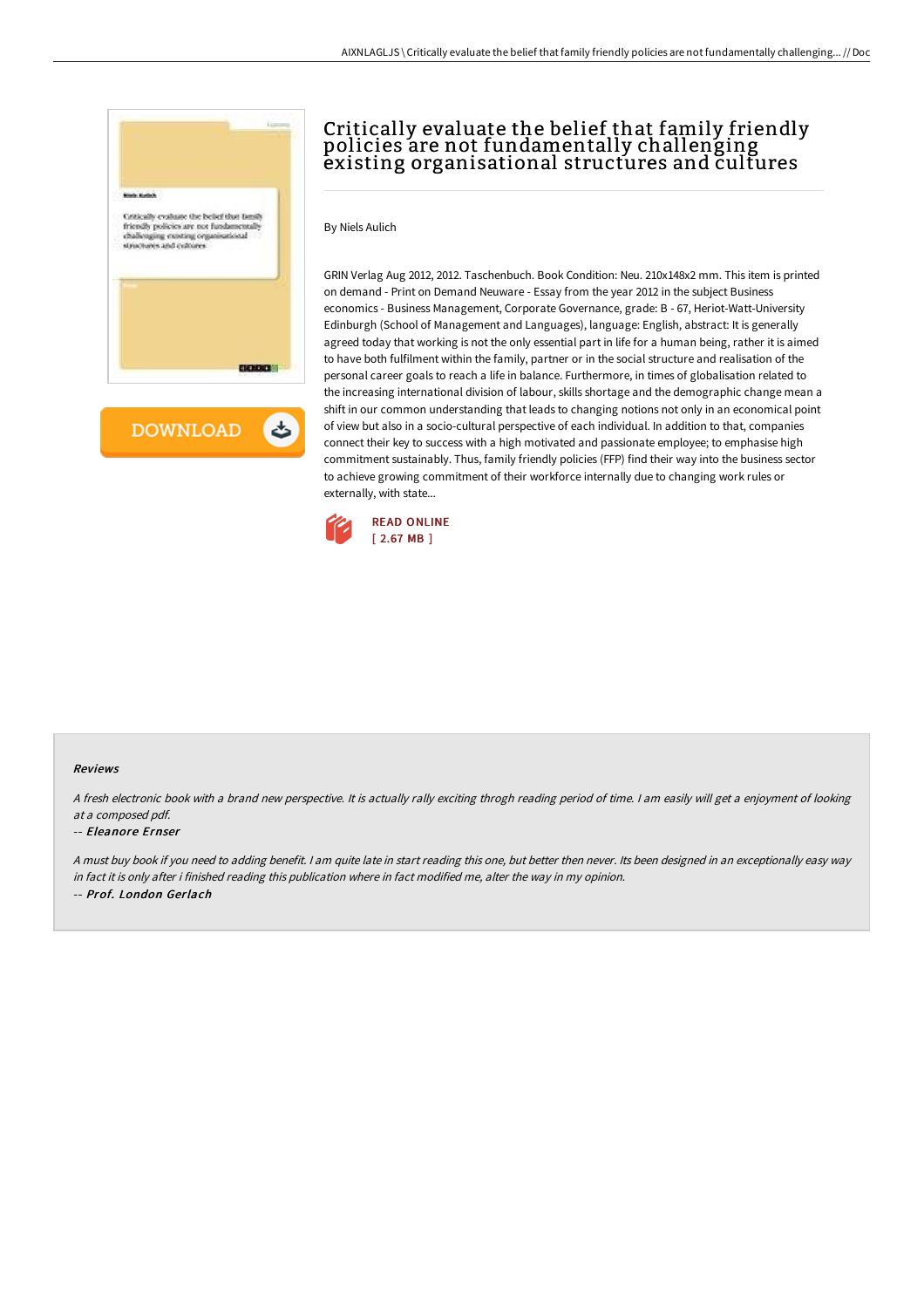# Critically evaluate the belief that family friendly policies are not fundamentally challenging existing organisational structures and cultures

By Niels Aulich

GRIN Verlag Aug 2012, 2012. Taschenbuch. Book Condition: Neu. 210x148x2 mm. This item is printed on demand - Print on Demand Neuware - Essay from the year 2012 in the subject Business economics - Business Management, Corporate Governance, grade: B - 67, Heriot-Watt-University Edinburgh (School of Management and Languages), language: English, abstract: It is generally agreed today that working is not the only essential part in life for a human being, rather it is aimed to have both fulfilment within the family, partner or in the social structure and realisation of the personal career goals to reach a life in balance. Furthermore, in times of globalisation related to the increasing international division of labour, skills shortage and the demographic change mean a shift in our common understanding that leads to changing notions not only in an economical point of view but also in a socio-cultural perspective of each individual. In addition to that, companies connect their key to success with a high motivated and passionate employee; to emphasise high commitment sustainably. Thus, family friendly policies (FFP) find their way into the business sector to achieve growing commitment of their workforce internally due to changing work rules or externally, with state...

READ ONLINE
[ 2.67 MB ]

DOWNLOAD

### Reviews

*A fresh electronic book with a brand new perspective. It is actually rally exciting throgh reading period of time. I am easily will get a enjoyment of looking at a composed pdf.*

-- *Eleanore Ernser*

*A must buy book if you need to adding benefit. I am quite late in start reading this one, but better then never. Its been designed in an exceptionally easy way in fact it is only after i finished reading this publication where in fact modified me, alter the way in my opinion.*

-- *Prof. London Gerlach*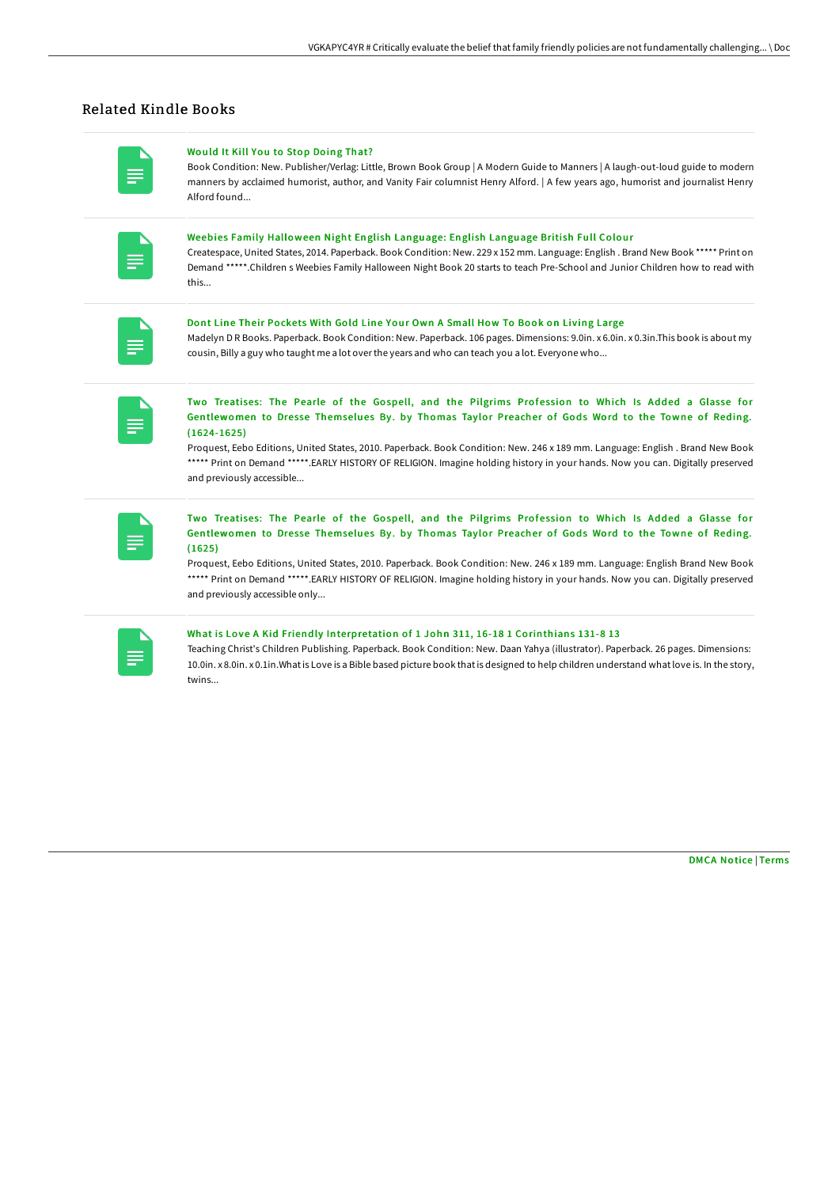## Related Kindle Books

### Would It Kill You to Stop Doing That?

Book Condition: New. Publisher/Verlag: Little, Brown Book Group | A Modern Guide to Manners | A laugh-out-loud guide to modern manners by acclaimed humorist, author, and Vanity Fair columnist Henry Alford. | A few years ago, humorist and journalist Henry Alford found...

### Weebies Family Halloween Night English Language: English Language British Full Colour

Createspace, United States, 2014. Paperback. Book Condition: New. 229 x 152 mm. Language: English . Brand New Book ***** Print on Demand *****.Children s Weebies Family Halloween Night Book 20 starts to teach Pre-School and Junior Children how to read with this...

### Dont Line Their Pockets With Gold Line Your Own A Small How To Book on Living Large

Madelyn D R Books. Paperback. Book Condition: New. Paperback. 106 pages. Dimensions: 9.0in. x 6.0in. x 0.3in.This book is about my cousin, Billy a guy who taught me a lot over the years and who can teach you a lot. Everyone who...

### Two Treatises: The Pearle of the Gospell, and the Pilgrims Profession to Which Is Added a Glasse for Gentlewomen to Dresse Themselues By. by Thomas Taylor Preacher of Gods Word to the Towne of Reding. (1624-1625)

Proquest, Eebo Editions, United States, 2010. Paperback. Book Condition: New. 246 x 189 mm. Language: English . Brand New Book ***** Print on Demand *****.EARLY HISTORY OF RELIGION. Imagine holding history in your hands. Now you can. Digitally preserved and previously accessible...

### Two Treatises: The Pearle of the Gospell, and the Pilgrims Profession to Which Is Added a Glasse for Gentlewomen to Dresse Themselues By. by Thomas Taylor Preacher of Gods Word to the Towne of Reding. (1625)

Proquest, Eebo Editions, United States, 2010. Paperback. Book Condition: New. 246 x 189 mm. Language: English Brand New Book ***** Print on Demand *****.EARLY HISTORY OF RELIGION. Imagine holding history in your hands. Now you can. Digitally preserved and previously accessible only...

### What is Love A Kid Friendly Interpretation of 1 John 311, 16-18 1 Corinthians 131-8 13

Teaching Christ's Children Publishing. Paperback. Book Condition: New. Daan Yahya (illustrator). Paperback. 26 pages. Dimensions: 10.0in. x 8.0in. x 0.1in.What is Love is a Bible based picture book that is designed to help children understand what love is. In the story, twins...

DMCA Notice | Terms